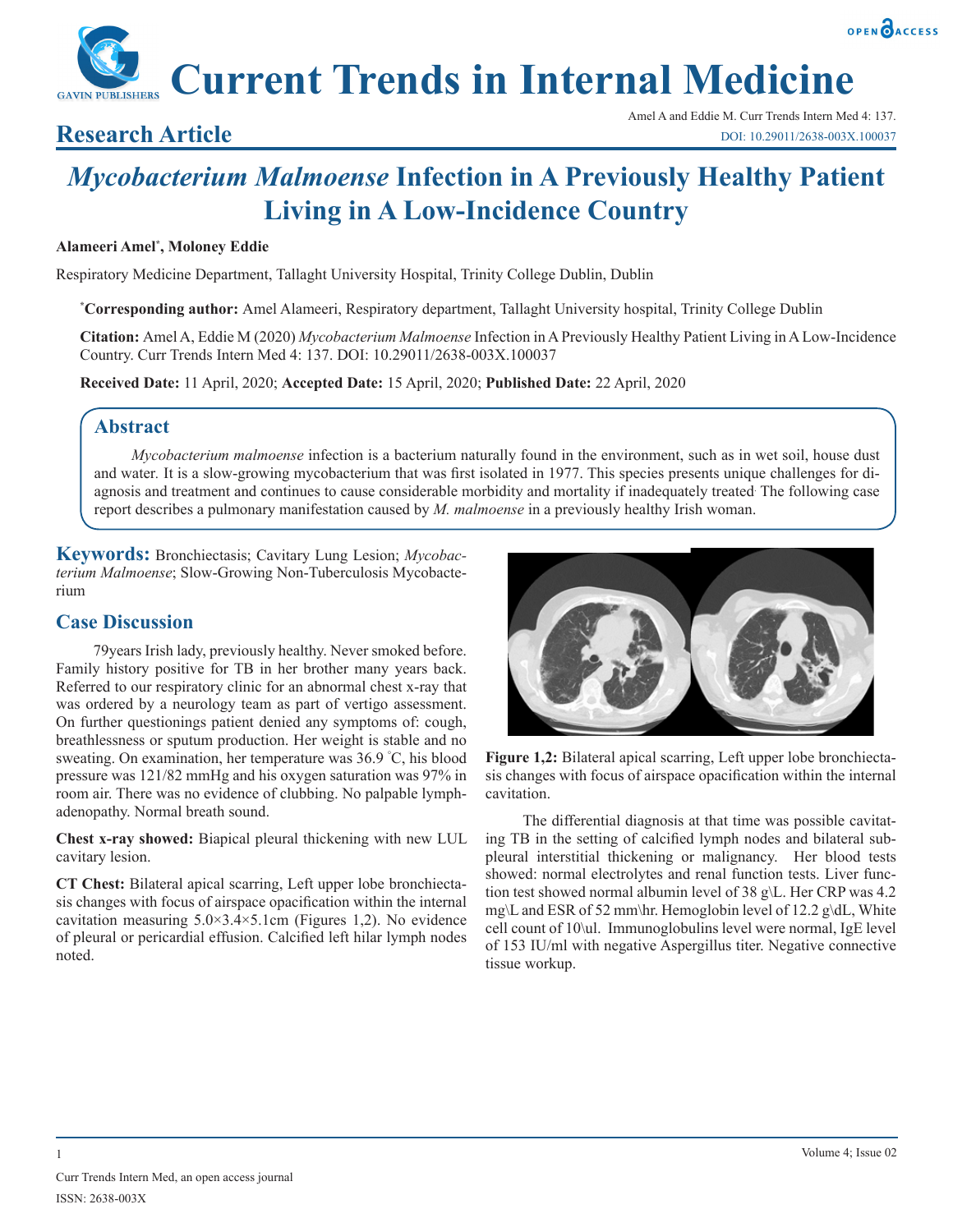# *Mycobacterium Malmoense* Infection in A Previously Healthy Patient Living in A Low-Incidence Country

**Alameeri Amel*, Moloney Eddie**

Respiratory Medicine Department, Tallaght University Hospital, Trinity College Dublin, Dublin

***Corresponding author:** Amel Alameeri, Respiratory department, Tallaght University hospital, Trinity College Dublin

**Citation:** Amel A, Eddie M (2020) *Mycobacterium Malmoense* Infection in A Previously Healthy Patient Living in A Low-Incidence Country. Curr Trends Intern Med 4: 137. DOI: 10.29011/2638-003X.100037

**Received Date:** 11 April, 2020; **Accepted Date:** 15 April, 2020; **Published Date:** 22 April, 2020

## Abstract

*Mycobacterium malmoense* infection is a bacterium naturally found in the environment, such as in wet soil, house dust and water. It is a slow-growing mycobacterium that was first isolated in 1977. This species presents unique challenges for diagnosis and treatment and continues to cause considerable morbidity and mortality if inadequately treated. The following case report describes a pulmonary manifestation caused by *M. malmoense* in a previously healthy Irish woman.

**Keywords:** Bronchiectasis; Cavitary Lung Lesion; *Mycobacterium Malmoense*; Slow-Growing Non-Tuberculosis Mycobacterium

## Case Discussion

79years Irish lady, previously healthy. Never smoked before. Family history positive for TB in her brother many years back. Referred to our respiratory clinic for an abnormal chest x-ray that was ordered by a neurology team as part of vertigo assessment. On further questionings patient denied any symptoms of: cough, breathlessness or sputum production. Her weight is stable and no sweating. On examination, her temperature was 36.9 °C, his blood pressure was 121/82 mmHg and his oxygen saturation was 97% in room air. There was no evidence of clubbing. No palpable lymphadenopathy. Normal breath sound.

**Chest x-ray showed:** Biapical pleural thickening with new LUL cavitary lesion.

**CT Chest:** Bilateral apical scarring, Left upper lobe bronchiectasis changes with focus of airspace opacification within the internal cavitation measuring 5.0×3.4×5.1cm (Figures 1,2). No evidence of pleural or pericardial effusion. Calcified left hilar lymph nodes noted.

**Figure 1,2:** Bilateral apical scarring, Left upper lobe bronchiectasis changes with focus of airspace opacification within the internal cavitation.

The differential diagnosis at that time was possible cavitating TB in the setting of calcified lymph nodes and bilateral subpleural interstitial thickening or malignancy. Her blood tests showed: normal electrolytes and renal function tests. Liver function test showed normal albumin level of 38 g\L. Her CRP was 4.2 mg\L and ESR of 52 mm\hr. Hemoglobin level of 12.2 g\dL, White cell count of 10\ul. Immunoglobulins level were normal, IgE level of 153 IU/ml with negative Aspergillus titer. Negative connective tissue workup.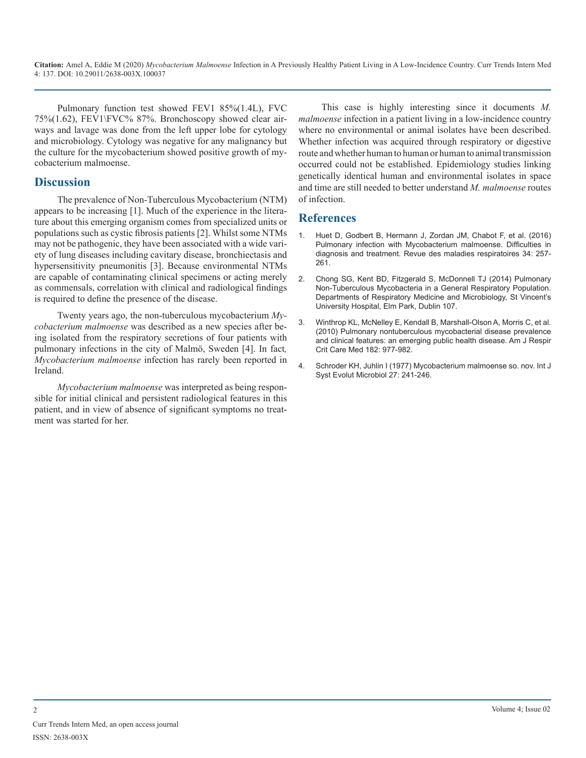Pulmonary function test showed FEV1 85%(1.4L), FVC 75%(1.62), FEV1\FVC% 87%. Bronchoscopy showed clear airways and lavage was done from the left upper lobe for cytology and microbiology. Cytology was negative for any malignancy but the culture for the mycobacterium showed positive growth of mycobacterium malmoense.

## Discussion

The prevalence of Non-Tuberculous Mycobacterium (NTM) appears to be increasing [1]. Much of the experience in the literature about this emerging organism comes from specialized units or populations such as cystic fibrosis patients [2]. Whilst some NTMs may not be pathogenic, they have been associated with a wide variety of lung diseases including cavitary disease, bronchiectasis and hypersensitivity pneumonitis [3]. Because environmental NTMs are capable of contaminating clinical specimens or acting merely as commensals, correlation with clinical and radiological findings is required to define the presence of the disease.

Twenty years ago, the non-tuberculous mycobacterium *Mycobacterium malmoense* was described as a new species after being isolated from the respiratory secretions of four patients with pulmonary infections in the city of Malmö, Sweden [4]. In fact, *Mycobacterium malmoense* infection has rarely been reported in Ireland.

*Mycobacterium malmoense* was interpreted as being responsible for initial clinical and persistent radiological features in this patient, and in view of absence of significant symptoms no treatment was started for her.

This case is highly interesting since it documents *M. malmoense* infection in a patient living in a low-incidence country where no environmental or animal isolates have been described. Whether infection was acquired through respiratory or digestive route and whether human to human or human to animal transmission occurred could not be established. Epidemiology studies linking genetically identical human and environmental isolates in space and time are still needed to better understand *M. malmoense* routes of infection.

## References

1. Huet D, Godbert B, Hermann J, Zordan JM, Chabot F, et al. (2016) Pulmonary infection with Mycobacterium malmoense. Difficulties in diagnosis and treatment. Revue des maladies respiratoires 34: 257-261.
2. Chong SG, Kent BD, Fitzgerald S, McDonnell TJ (2014) Pulmonary Non-Tuberculous Mycobacteria in a General Respiratory Population. Departments of Respiratory Medicine and Microbiology, St Vincent's University Hospital, Elm Park, Dublin 107.
3. Winthrop KL, McNelley E, Kendall B, Marshall-Olson A, Morris C, et al. (2010) Pulmonary nontuberculous mycobacterial disease prevalence and clinical features: an emerging public health disease. Am J Respir Crit Care Med 182: 977-982.
4. Schroder KH, Juhlin I (1977) Mycobacterium malmoense so. nov. Int J Syst Evolut Microbiol 27: 241-246.